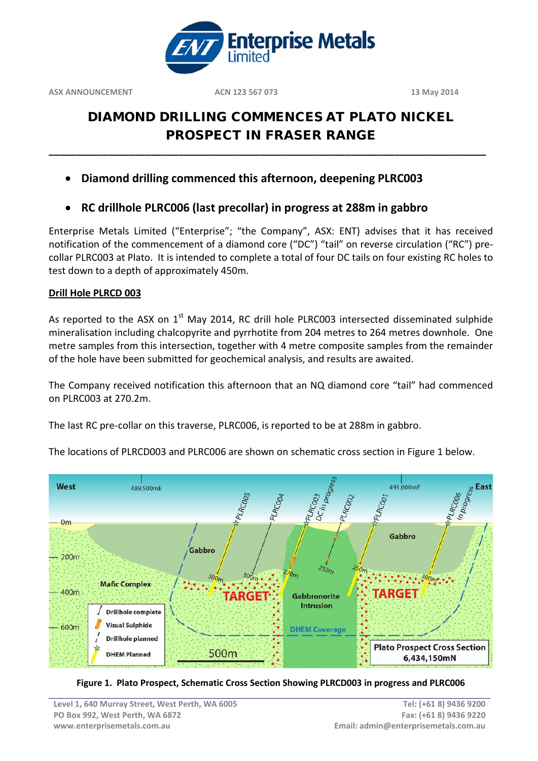ASX ANNOUNCEMENT ACN 123 567 073 13 May 2014

# DIAMOND DRILLING COMMENCES AT PLATO NICKEL PROSPECT IN FRASER RANGE

- **Diamond drilling commenced this afternoon, deepening PLRC003**
- **RC drillhole PLRC006 (last precollar) in progress at 288m in gabbro**

Enterprise Metals Limited ("Enterprise"; "the Company", ASX: ENT) advises that it has received notification of the commencement of a diamond core ("DC") "tail" on reverse circulation ("RC") pre-collar PLRC003 at Plato. It is intended to complete a total of four DC tails on four existing RC holes to test down to a depth of approximately 450m.

## Drill Hole PLRCD 003

As reported to the ASX on 1st May 2014, RC drill hole PLRC003 intersected disseminated sulphide mineralisation including chalcopyrite and pyrrhotite from 204 metres to 264 metres downhole. One metre samples from this intersection, together with 4 metre composite samples from the remainder of the hole have been submitted for geochemical analysis, and results are awaited.

The Company received notification this afternoon that an NQ diamond core "tail" had commenced on PLRC003 at 270.2m.

The last RC pre-collar on this traverse, PLRC006, is reported to be at 288m in gabbro.

The locations of PLRCD003 and PLRC006 are shown on schematic cross section in Figure 1 below.

**Figure 1. Plato Prospect, Schematic Cross Section Showing PLRCD003 in progress and PLRC006**

Level 1, 640 Murray Street, West Perth, WA 6005
PO Box 992, West Perth, WA 6872
www.enterprisemetals.com.au

Tel: (+61 8) 9436 9200
Fax: (+61 8) 9436 9220
Email: admin@enterprisemetals.com.au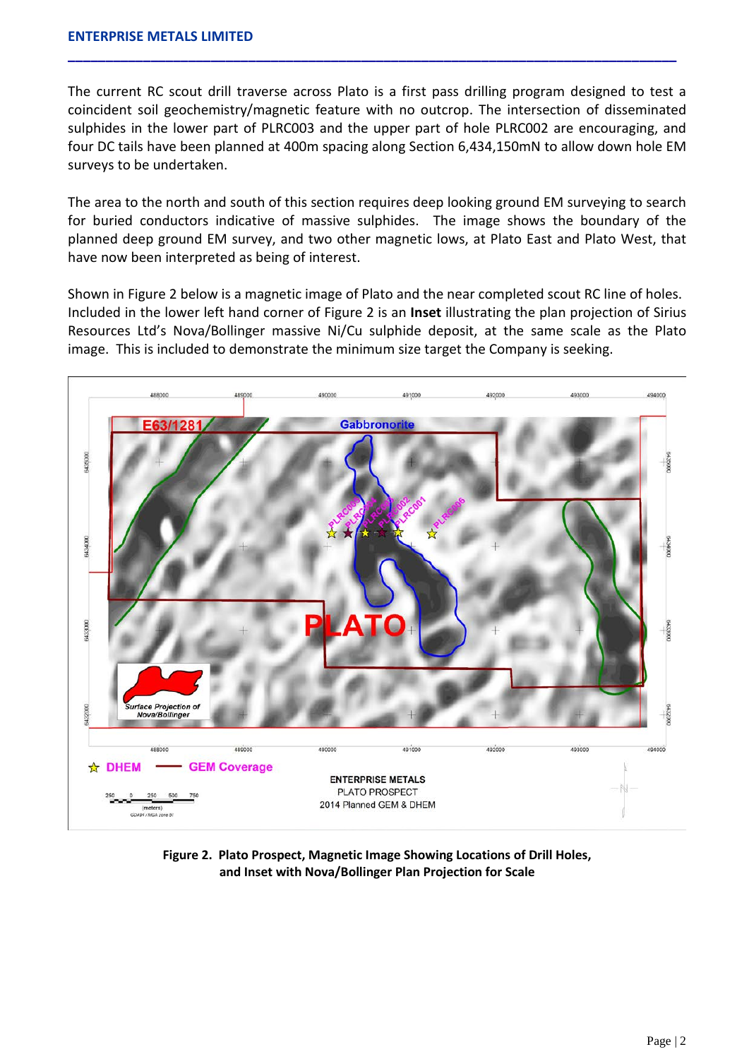The current RC scout drill traverse across Plato is a first pass drilling program designed to test a coincident soil geochemistry/magnetic feature with no outcrop. The intersection of disseminated sulphides in the lower part of PLRC003 and the upper part of hole PLRC002 are encouraging, and four DC tails have been planned at 400m spacing along Section 6,434,150mN to allow down hole EM surveys to be undertaken.

The area to the north and south of this section requires deep looking ground EM surveying to search for buried conductors indicative of massive sulphides. The image shows the boundary of the planned deep ground EM survey, and two other magnetic lows, at Plato East and Plato West, that have now been interpreted as being of interest.

Shown in Figure 2 below is a magnetic image of Plato and the near completed scout RC line of holes. Included in the lower left hand corner of Figure 2 is an **Inset** illustrating the plan projection of Sirius Resources Ltd's Nova/Bollinger massive Ni/Cu sulphide deposit, at the same scale as the Plato image. This is included to demonstrate the minimum size target the Company is seeking.

**Figure 2. Plato Prospect, Magnetic Image Showing Locations of Drill Holes, and Inset with Nova/Bollinger Plan Projection for Scale**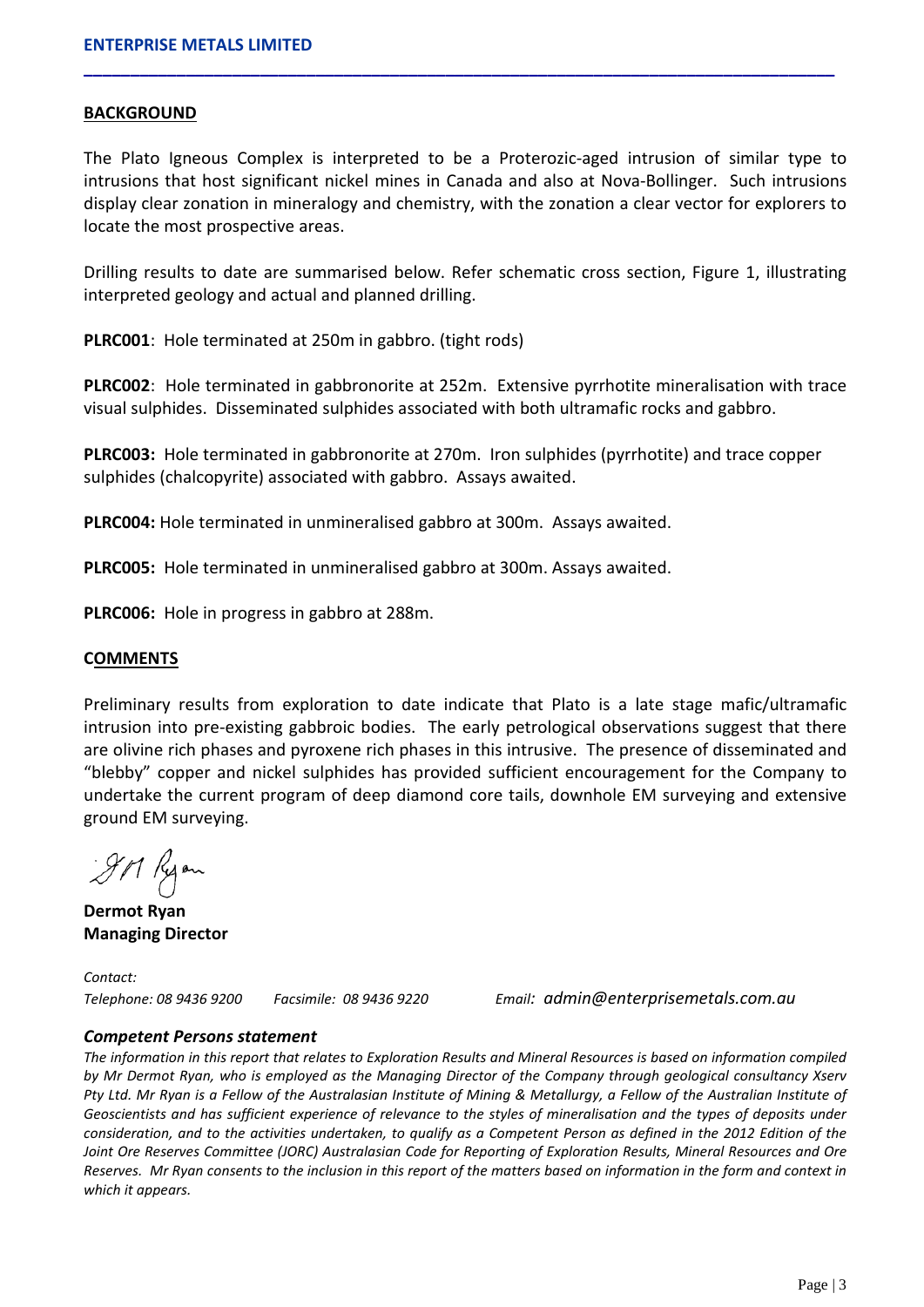## BACKGROUND

The Plato Igneous Complex is interpreted to be a Proterozic-aged intrusion of similar type to intrusions that host significant nickel mines in Canada and also at Nova-Bollinger. Such intrusions display clear zonation in mineralogy and chemistry, with the zonation a clear vector for explorers to locate the most prospective areas.

Drilling results to date are summarised below. Refer schematic cross section, Figure 1, illustrating interpreted geology and actual and planned drilling.

**PLRC001**: Hole terminated at 250m in gabbro. (tight rods)

**PLRC002**: Hole terminated in gabbronorite at 252m. Extensive pyrrhotite mineralisation with trace visual sulphides. Disseminated sulphides associated with both ultramafic rocks and gabbro.

**PLRC003:** Hole terminated in gabbronorite at 270m. Iron sulphides (pyrrhotite) and trace copper sulphides (chalcopyrite) associated with gabbro. Assays awaited.

**PLRC004:** Hole terminated in unmineralised gabbro at 300m. Assays awaited.

**PLRC005:** Hole terminated in unmineralised gabbro at 300m. Assays awaited.

**PLRC006:** Hole in progress in gabbro at 288m.

## COMMENTS

Preliminary results from exploration to date indicate that Plato is a late stage mafic/ultramafic intrusion into pre-existing gabbroic bodies. The early petrological observations suggest that there are olivine rich phases and pyroxene rich phases in this intrusive. The presence of disseminated and "blebby" copper and nickel sulphides has provided sufficient encouragement for the Company to undertake the current program of deep diamond core tails, downhole EM surveying and extensive ground EM surveying.

**Dermot Ryan**
**Managing Director**

*Contact:*
*Telephone: 08 9436 9200* *Facsimile: 08 9436 9220* *Email: admin@enterprisemetals.com.au*

### *Competent Persons statement*

*The information in this report that relates to Exploration Results and Mineral Resources is based on information compiled by Mr Dermot Ryan, who is employed as the Managing Director of the Company through geological consultancy Xserv Pty Ltd. Mr Ryan is a Fellow of the Australasian Institute of Mining & Metallurgy, a Fellow of the Australian Institute of Geoscientists and has sufficient experience of relevance to the styles of mineralisation and the types of deposits under consideration, and to the activities undertaken, to qualify as a Competent Person as defined in the 2012 Edition of the Joint Ore Reserves Committee (JORC) Australasian Code for Reporting of Exploration Results, Mineral Resources and Ore Reserves. Mr Ryan consents to the inclusion in this report of the matters based on information in the form and context in which it appears.*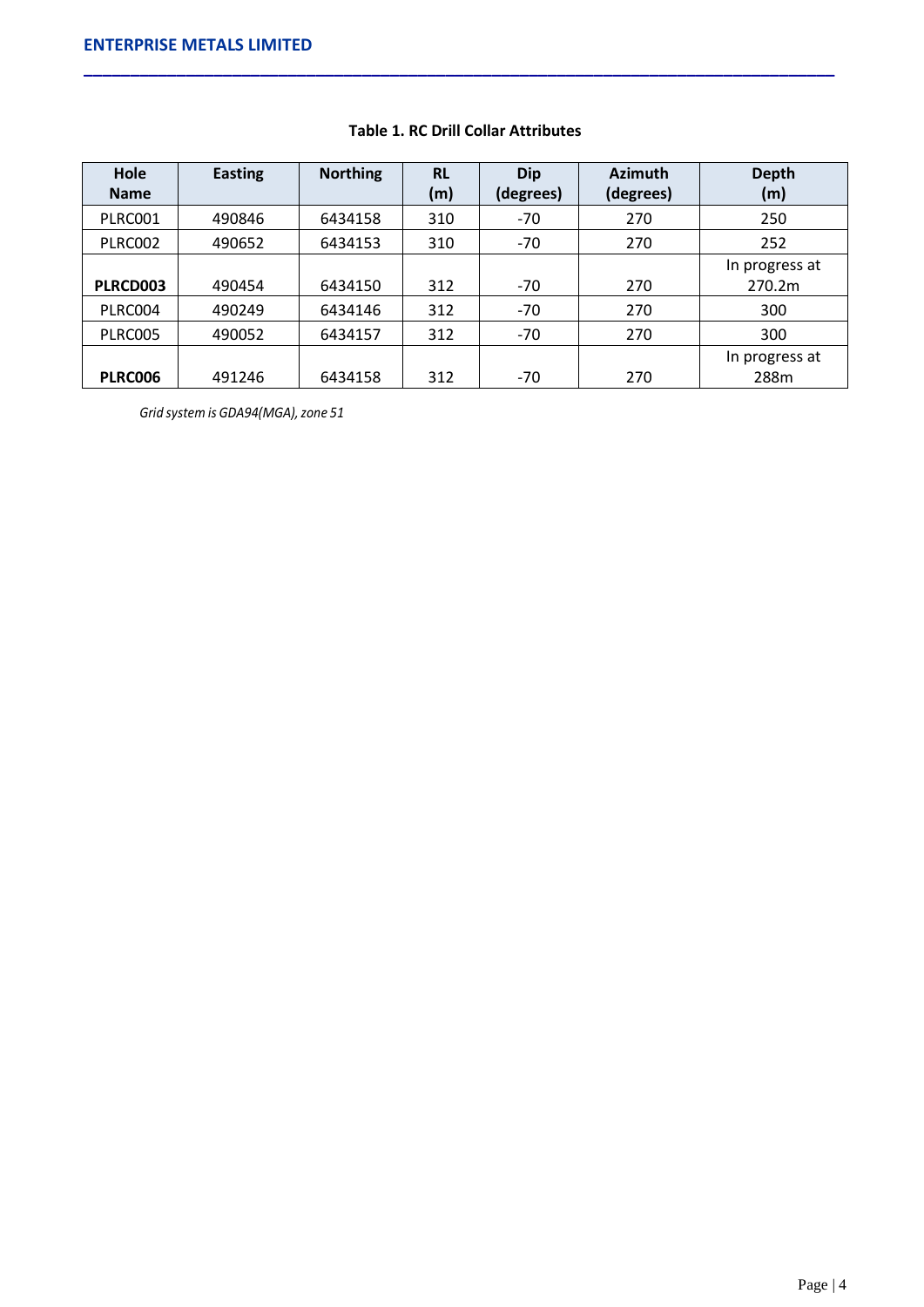**Table 1. RC Drill Collar Attributes**

| Hole Name | Easting | Northing | RL (m) | Dip (degrees) | Azimuth (degrees) | Depth (m) |
|---|---|---|---|---|---|---|
| PLRC001 | 490846 | 6434158 | 310 | -70 | 270 | 250 |
| PLRC002 | 490652 | 6434153 | 310 | -70 | 270 | 252 |
| **PLRCD003** | 490454 | 6434150 | 312 | -70 | 270 | In progress at 270.2m |
| PLRC004 | 490249 | 6434146 | 312 | -70 | 270 | 300 |
| PLRC005 | 490052 | 6434157 | 312 | -70 | 270 | 300 |
| **PLRC006** | 491246 | 6434158 | 312 | -70 | 270 | In progress at 288m |

*Grid system is GDA94(MGA), zone 51*